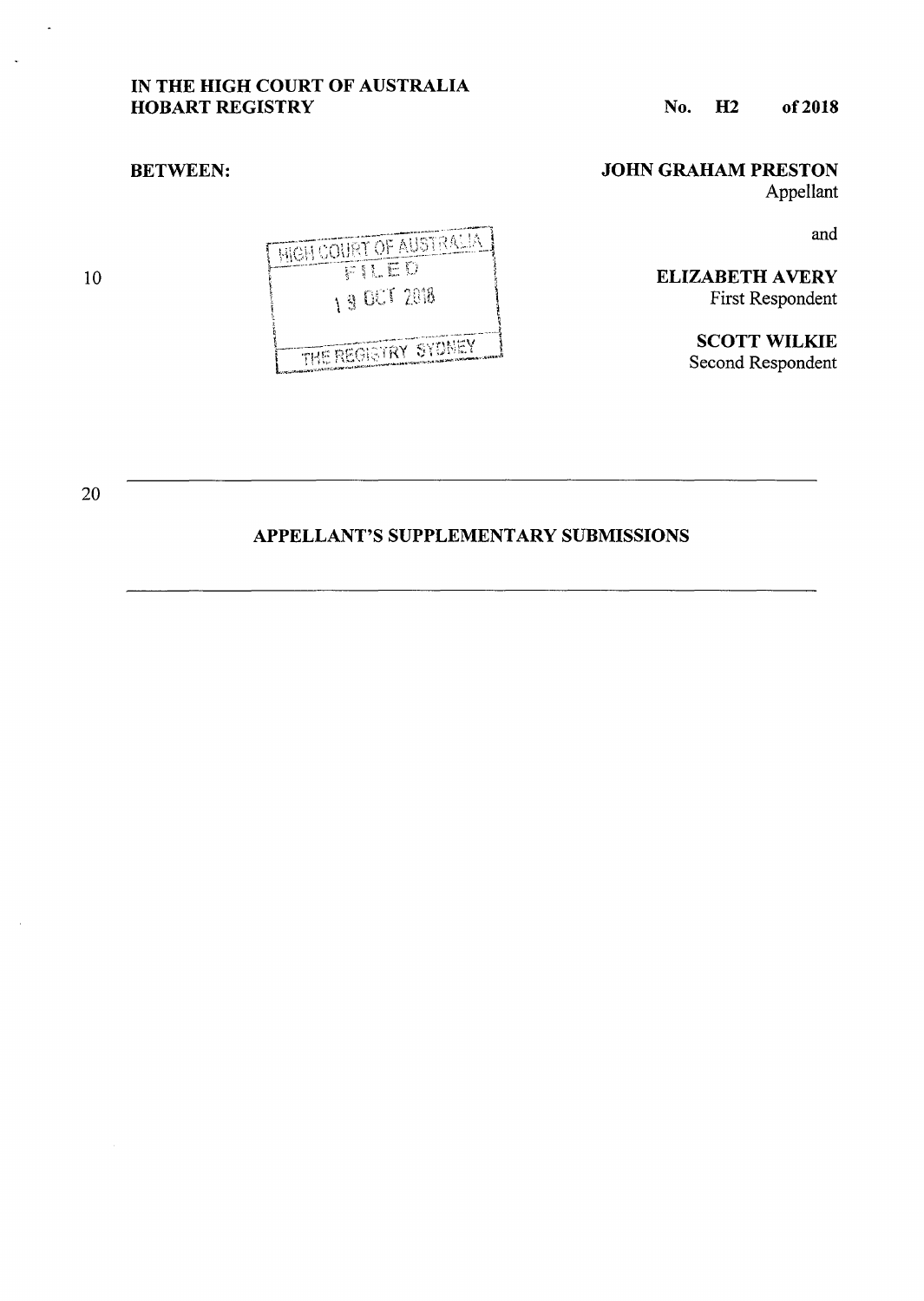**IN THE HIGH COURT OF AUSTRALIA**
**HOBART REGISTRY**

**No. H2 of 2018**

**BETWEEN:**

**JOHN GRAHAM PRESTON**
Appellant

and

**ELIZABETH AVERY**
First Respondent

**SCOTT WILKIE**
Second Respondent

HIGH COURT OF AUSTRALIA
FILED
19 OCT 2018
THE REGISTRY SYDNEY

---

## APPELLANT'S SUPPLEMENTARY SUBMISSIONS

---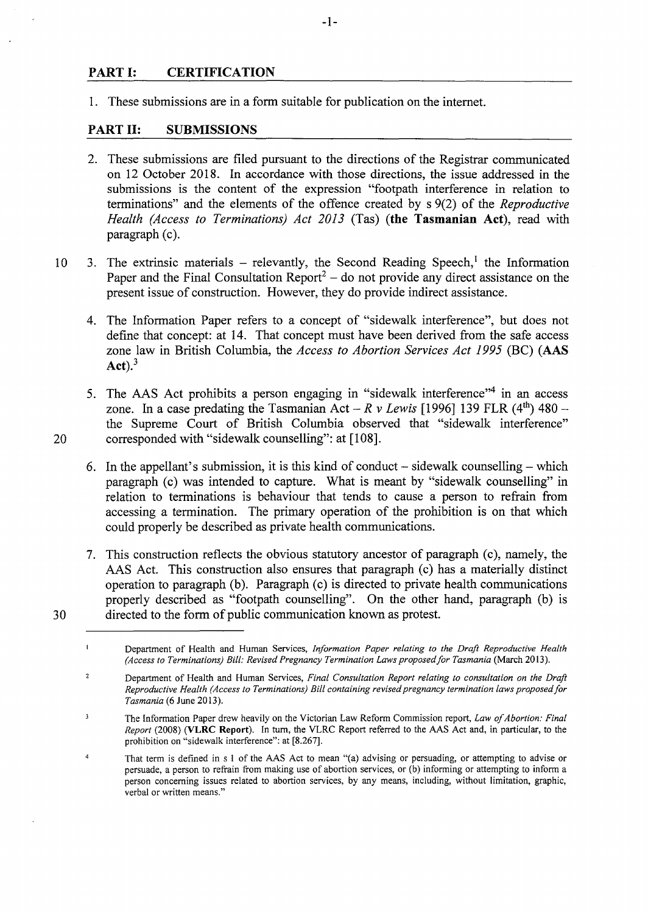## PART I: CERTIFICATION

1. These submissions are in a form suitable for publication on the internet.

## PART II: SUBMISSIONS

2. These submissions are filed pursuant to the directions of the Registrar communicated on 12 October 2018. In accordance with those directions, the issue addressed in the submissions is the content of the expression "footpath interference in relation to terminations" and the elements of the offence created by s 9(2) of the *Reproductive Health (Access to Terminations) Act 2013* (Tas) (**the Tasmanian Act**), read with paragraph (c).

3. The extrinsic materials – relevantly, the Second Reading Speech,[1] the Information Paper and the Final Consultation Report[2] – do not provide any direct assistance on the present issue of construction. However, they do provide indirect assistance.

4. The Information Paper refers to a concept of "sidewalk interference", but does not define that concept: at 14. That concept must have been derived from the safe access zone law in British Columbia, the *Access to Abortion Services Act 1995* (BC) (**AAS Act**).[3]

5. The AAS Act prohibits a person engaging in "sidewalk interference"[4] in an access zone. In a case predating the Tasmanian Act – *R v Lewis* [1996] 139 FLR (4th) 480 – the Supreme Court of British Columbia observed that "sidewalk interference" corresponded with "sidewalk counselling": at [108].

6. In the appellant's submission, it is this kind of conduct – sidewalk counselling – which paragraph (c) was intended to capture. What is meant by "sidewalk counselling" in relation to terminations is behaviour that tends to cause a person to refrain from accessing a termination. The primary operation of the prohibition is on that which could properly be described as private health communications.

7. This construction reflects the obvious statutory ancestor of paragraph (c), namely, the AAS Act. This construction also ensures that paragraph (c) has a materially distinct operation to paragraph (b). Paragraph (c) is directed to private health communications properly described as "footpath counselling". On the other hand, paragraph (b) is directed to the form of public communication known as protest.

---

[1] Department of Health and Human Services, *Information Paper relating to the Draft Reproductive Health (Access to Terminations) Bill: Revised Pregnancy Termination Laws proposed for Tasmania* (March 2013).

[2] Department of Health and Human Services, *Final Consultation Report relating to consultation on the Draft Reproductive Health (Access to Terminations) Bill containing revised pregnancy termination laws proposed for Tasmania* (6 June 2013).

[3] The Information Paper drew heavily on the Victorian Law Reform Commission report, *Law of Abortion: Final Report* (2008) (**VLRC Report**). In turn, the VLRC Report referred to the AAS Act and, in particular, to the prohibition on "sidewalk interference": at [8.267].

[4] That term is defined in s 1 of the AAS Act to mean "(a) advising or persuading, or attempting to advise or persuade, a person to refrain from making use of abortion services, or (b) informing or attempting to inform a person concerning issues related to abortion services, by any means, including, without limitation, graphic, verbal or written means."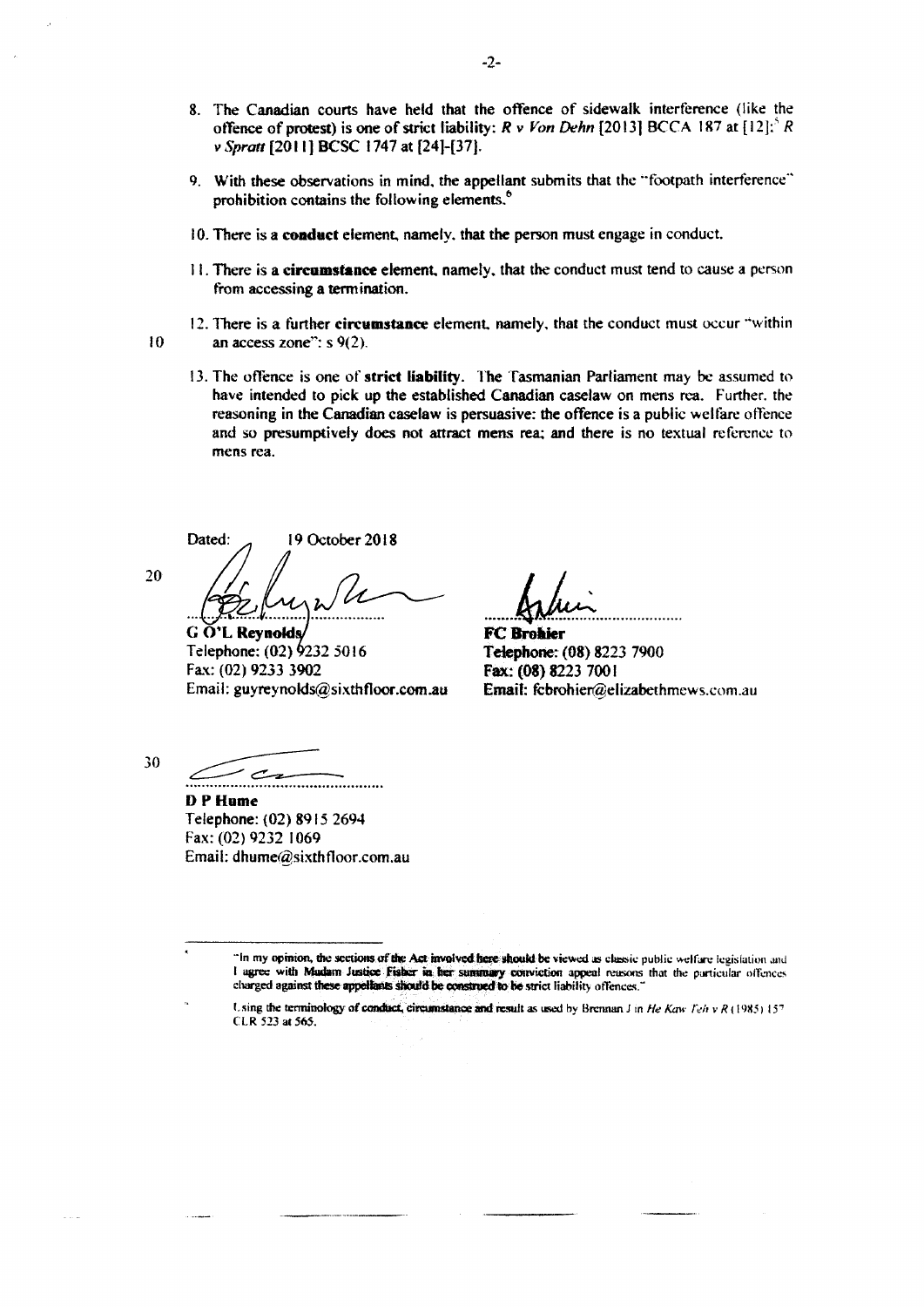8. The Canadian courts have held that the offence of sidewalk interference (like the offence of protest) is one of strict liability: *R v Von Dehn* [2013] BCCA 187 at [12];[5] *R v Spratt* [2011] BCSC 1747 at [24]-[37].

9. With these observations in mind, the appellant submits that the "footpath interference" prohibition contains the following elements.[6]

10. There is a **conduct** element, namely, that the person must engage in conduct.

11. There is a **circumstance** element, namely, that the conduct must tend to cause a person from accessing a termination.

12. There is a further **circumstance** element, namely, that the conduct must occur "within an access zone": s 9(2).

13. The offence is one of **strict liability**. The Tasmanian Parliament may be assumed to have intended to pick up the established Canadian caselaw on mens rea. Further, the reasoning in the Canadian caselaw is persuasive: the offence is a public welfare offence and so presumptively does not attract mens rea; and there is no textual reference to mens rea.

Dated: 19 October 2018

**G O'L Reynolds**
Telephone: (02) 9232 5016
Fax: (02) 9233 3902
Email: guyreynolds@sixthfloor.com.au

**FC Brohier**
Telephone: (08) 8223 7900
Fax: (08) 8223 7001
Email: fcbrohier@elizabethmews.com.au

**D P Hume**
Telephone: (02) 8915 2694
Fax: (02) 9232 1069
Email: dhume@sixthfloor.com.au

---

[5] "In my opinion, the sections of the Act involved here should be viewed as classic public welfare legislation and I agree with Madam Justice Fisher in her summary conviction appeal reasons that the particular offences charged against these appellants should be construed to be strict liability offences."

[6] Using the terminology of conduct, circumstance and result as used by Brennan J in *He Kaw Teh v R* (1985) 157 CLR 523 at 565.